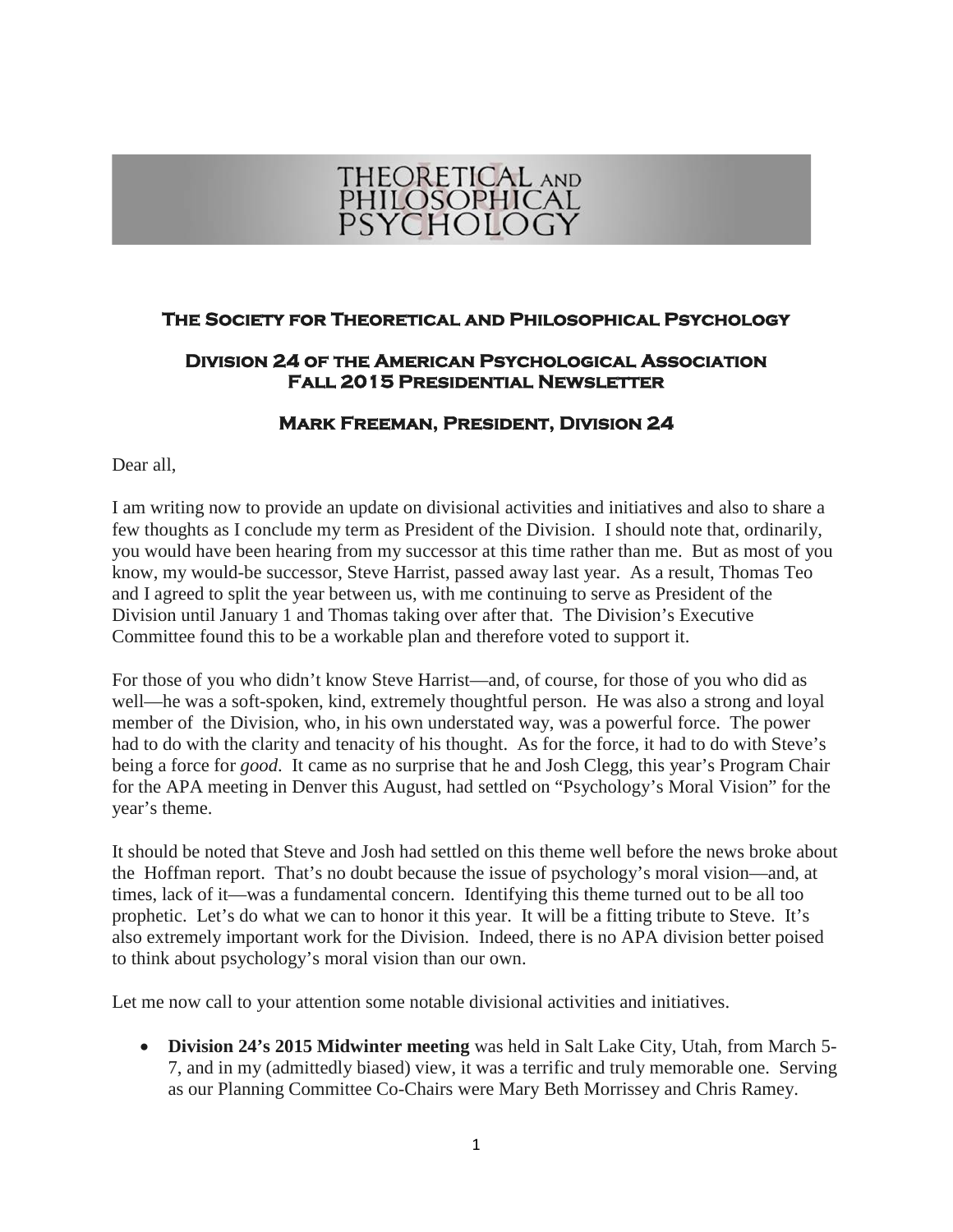# THEORETICAL AND PHILOSOPHICAL PSYCHOLOGY

## The Society for Theoretical and Philosophical Psychology

## Division 24 of the American Psychological Association
## Fall 2015 Presidential Newsletter

## Mark Freeman, President, Division 24

Dear all,

I am writing now to provide an update on divisional activities and initiatives and also to share a few thoughts as I conclude my term as President of the Division. I should note that, ordinarily, you would have been hearing from my successor at this time rather than me. But as most of you know, my would-be successor, Steve Harrist, passed away last year. As a result, Thomas Teo and I agreed to split the year between us, with me continuing to serve as President of the Division until January 1 and Thomas taking over after that. The Division's Executive Committee found this to be a workable plan and therefore voted to support it.

For those of you who didn't know Steve Harrist—and, of course, for those of you who did as well—he was a soft-spoken, kind, extremely thoughtful person. He was also a strong and loyal member of the Division, who, in his own understated way, was a powerful force. The power had to do with the clarity and tenacity of his thought. As for the force, it had to do with Steve's being a force for *good*. It came as no surprise that he and Josh Clegg, this year's Program Chair for the APA meeting in Denver this August, had settled on "Psychology's Moral Vision" for the year's theme.

It should be noted that Steve and Josh had settled on this theme well before the news broke about the Hoffman report. That's no doubt because the issue of psychology's moral vision—and, at times, lack of it—was a fundamental concern. Identifying this theme turned out to be all too prophetic. Let's do what we can to honor it this year. It will be a fitting tribute to Steve. It's also extremely important work for the Division. Indeed, there is no APA division better poised to think about psychology's moral vision than our own.

Let me now call to your attention some notable divisional activities and initiatives.

- **Division 24's 2015 Midwinter meeting** was held in Salt Lake City, Utah, from March 5-7, and in my (admittedly biased) view, it was a terrific and truly memorable one. Serving as our Planning Committee Co-Chairs were Mary Beth Morrissey and Chris Ramey.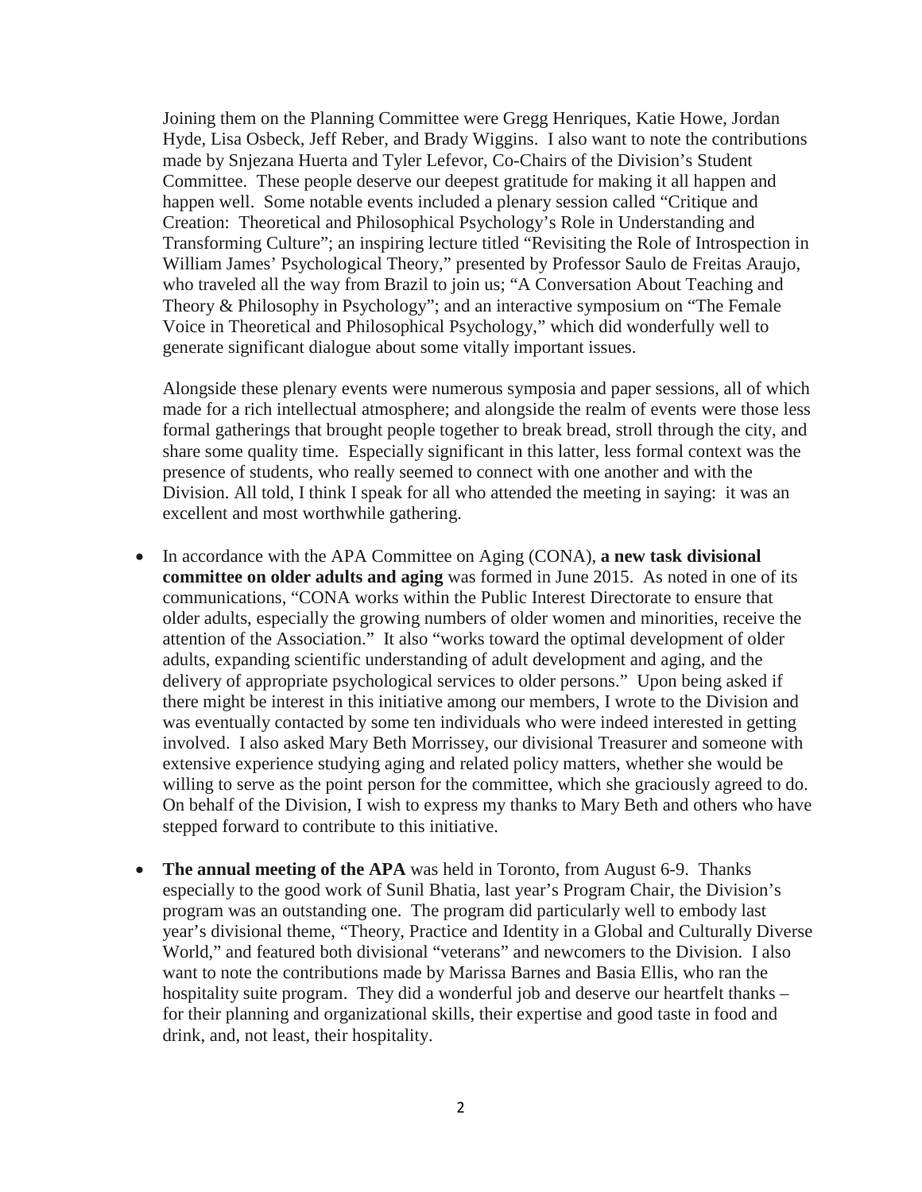Joining them on the Planning Committee were Gregg Henriques, Katie Howe, Jordan Hyde, Lisa Osbeck, Jeff Reber, and Brady Wiggins. I also want to note the contributions made by Snjezana Huerta and Tyler Lefevor, Co-Chairs of the Division's Student Committee. These people deserve our deepest gratitude for making it all happen and happen well. Some notable events included a plenary session called "Critique and Creation: Theoretical and Philosophical Psychology's Role in Understanding and Transforming Culture"; an inspiring lecture titled "Revisiting the Role of Introspection in William James' Psychological Theory," presented by Professor Saulo de Freitas Araujo, who traveled all the way from Brazil to join us; "A Conversation About Teaching and Theory & Philosophy in Psychology"; and an interactive symposium on "The Female Voice in Theoretical and Philosophical Psychology," which did wonderfully well to generate significant dialogue about some vitally important issues.

Alongside these plenary events were numerous symposia and paper sessions, all of which made for a rich intellectual atmosphere; and alongside the realm of events were those less formal gatherings that brought people together to break bread, stroll through the city, and share some quality time. Especially significant in this latter, less formal context was the presence of students, who really seemed to connect with one another and with the Division. All told, I think I speak for all who attended the meeting in saying: it was an excellent and most worthwhile gathering.

- In accordance with the APA Committee on Aging (CONA), **a new task divisional committee on older adults and aging** was formed in June 2015. As noted in one of its communications, "CONA works within the Public Interest Directorate to ensure that older adults, especially the growing numbers of older women and minorities, receive the attention of the Association." It also "works toward the optimal development of older adults, expanding scientific understanding of adult development and aging, and the delivery of appropriate psychological services to older persons." Upon being asked if there might be interest in this initiative among our members, I wrote to the Division and was eventually contacted by some ten individuals who were indeed interested in getting involved. I also asked Mary Beth Morrissey, our divisional Treasurer and someone with extensive experience studying aging and related policy matters, whether she would be willing to serve as the point person for the committee, which she graciously agreed to do. On behalf of the Division, I wish to express my thanks to Mary Beth and others who have stepped forward to contribute to this initiative.

- **The annual meeting of the APA** was held in Toronto, from August 6-9. Thanks especially to the good work of Sunil Bhatia, last year's Program Chair, the Division's program was an outstanding one. The program did particularly well to embody last year's divisional theme, "Theory, Practice and Identity in a Global and Culturally Diverse World," and featured both divisional "veterans" and newcomers to the Division. I also want to note the contributions made by Marissa Barnes and Basia Ellis, who ran the hospitality suite program. They did a wonderful job and deserve our heartfelt thanks – for their planning and organizational skills, their expertise and good taste in food and drink, and, not least, their hospitality.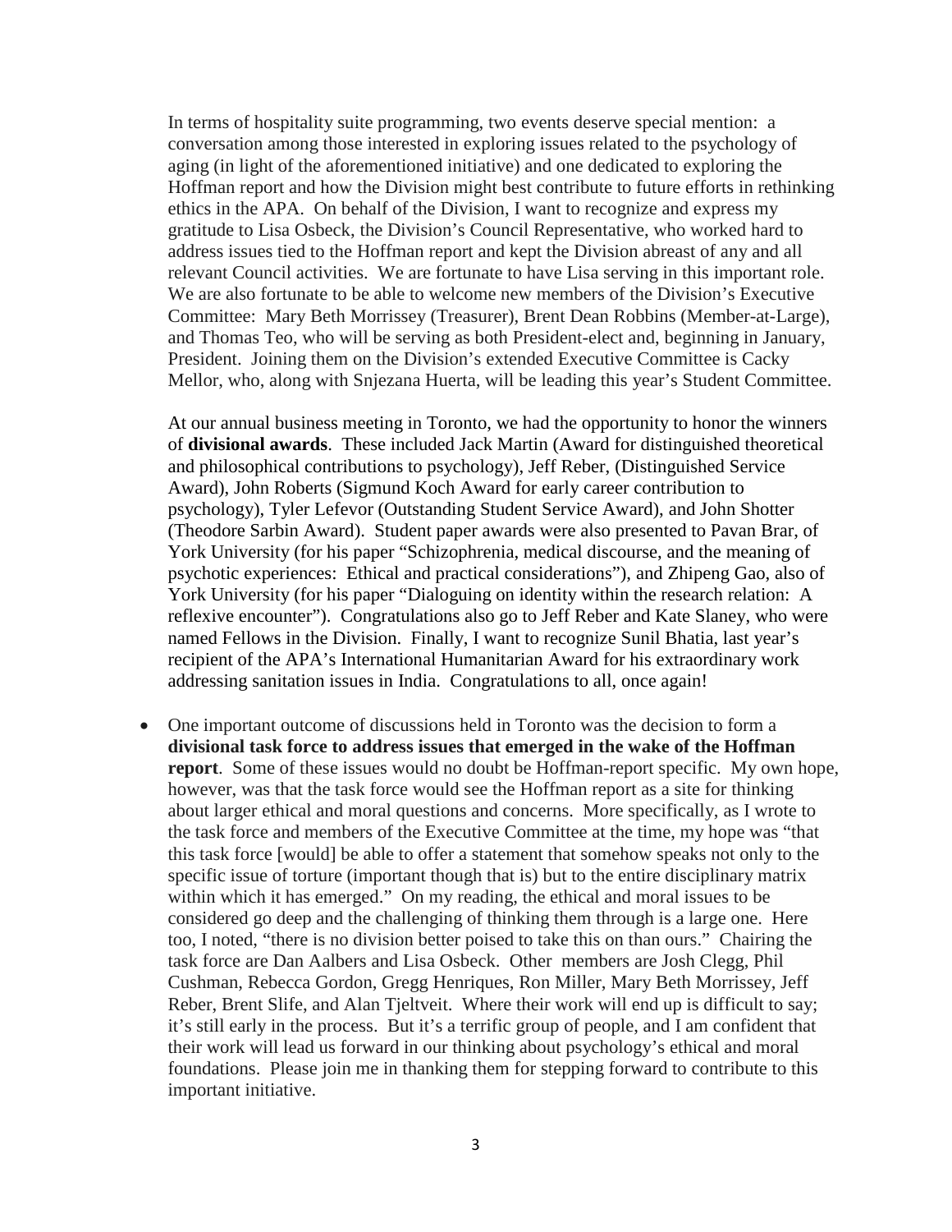In terms of hospitality suite programming, two events deserve special mention: a conversation among those interested in exploring issues related to the psychology of aging (in light of the aforementioned initiative) and one dedicated to exploring the Hoffman report and how the Division might best contribute to future efforts in rethinking ethics in the APA. On behalf of the Division, I want to recognize and express my gratitude to Lisa Osbeck, the Division's Council Representative, who worked hard to address issues tied to the Hoffman report and kept the Division abreast of any and all relevant Council activities. We are fortunate to have Lisa serving in this important role. We are also fortunate to be able to welcome new members of the Division's Executive Committee: Mary Beth Morrissey (Treasurer), Brent Dean Robbins (Member-at-Large), and Thomas Teo, who will be serving as both President-elect and, beginning in January, President. Joining them on the Division's extended Executive Committee is Cacky Mellor, who, along with Snjezana Huerta, will be leading this year's Student Committee.

At our annual business meeting in Toronto, we had the opportunity to honor the winners of **divisional awards**. These included Jack Martin (Award for distinguished theoretical and philosophical contributions to psychology), Jeff Reber, (Distinguished Service Award), John Roberts (Sigmund Koch Award for early career contribution to psychology), Tyler Lefevor (Outstanding Student Service Award), and John Shotter (Theodore Sarbin Award). Student paper awards were also presented to Pavan Brar, of York University (for his paper "Schizophrenia, medical discourse, and the meaning of psychotic experiences: Ethical and practical considerations"), and Zhipeng Gao, also of York University (for his paper "Dialoguing on identity within the research relation: A reflexive encounter"). Congratulations also go to Jeff Reber and Kate Slaney, who were named Fellows in the Division. Finally, I want to recognize Sunil Bhatia, last year's recipient of the APA's International Humanitarian Award for his extraordinary work addressing sanitation issues in India. Congratulations to all, once again!

- One important outcome of discussions held in Toronto was the decision to form a **divisional task force to address issues that emerged in the wake of the Hoffman report**. Some of these issues would no doubt be Hoffman-report specific. My own hope, however, was that the task force would see the Hoffman report as a site for thinking about larger ethical and moral questions and concerns. More specifically, as I wrote to the task force and members of the Executive Committee at the time, my hope was "that this task force [would] be able to offer a statement that somehow speaks not only to the specific issue of torture (important though that is) but to the entire disciplinary matrix within which it has emerged." On my reading, the ethical and moral issues to be considered go deep and the challenging of thinking them through is a large one. Here too, I noted, "there is no division better poised to take this on than ours." Chairing the task force are Dan Aalbers and Lisa Osbeck. Other members are Josh Clegg, Phil Cushman, Rebecca Gordon, Gregg Henriques, Ron Miller, Mary Beth Morrissey, Jeff Reber, Brent Slife, and Alan Tjeltveit. Where their work will end up is difficult to say; it's still early in the process. But it's a terrific group of people, and I am confident that their work will lead us forward in our thinking about psychology's ethical and moral foundations. Please join me in thanking them for stepping forward to contribute to this important initiative.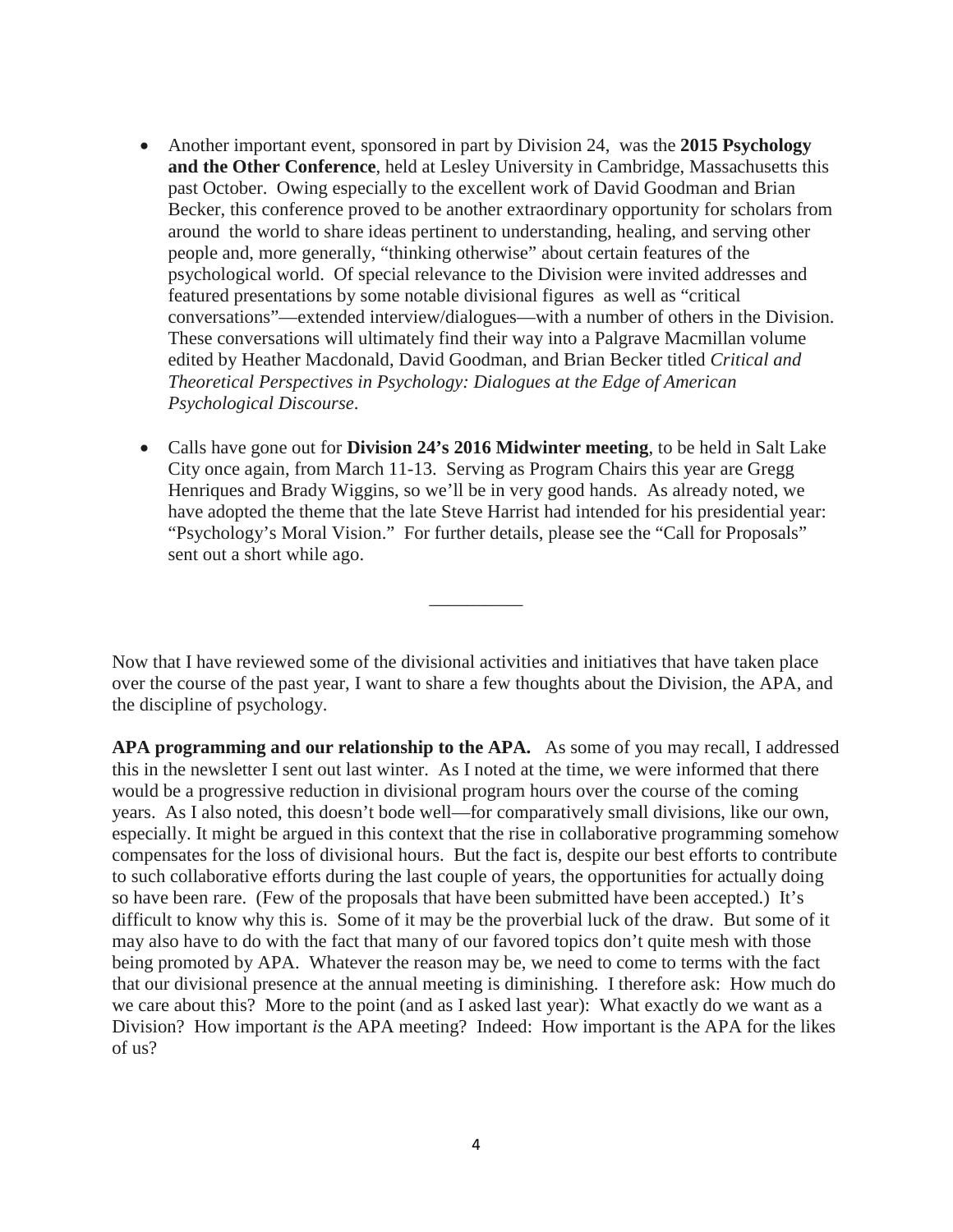- Another important event, sponsored in part by Division 24, was the **2015 Psychology and the Other Conference**, held at Lesley University in Cambridge, Massachusetts this past October. Owing especially to the excellent work of David Goodman and Brian Becker, this conference proved to be another extraordinary opportunity for scholars from around the world to share ideas pertinent to understanding, healing, and serving other people and, more generally, "thinking otherwise" about certain features of the psychological world. Of special relevance to the Division were invited addresses and featured presentations by some notable divisional figures as well as "critical conversations"—extended interview/dialogues—with a number of others in the Division. These conversations will ultimately find their way into a Palgrave Macmillan volume edited by Heather Macdonald, David Goodman, and Brian Becker titled *Critical and Theoretical Perspectives in Psychology: Dialogues at the Edge of American Psychological Discourse*.

- Calls have gone out for **Division 24's 2016 Midwinter meeting**, to be held in Salt Lake City once again, from March 11-13. Serving as Program Chairs this year are Gregg Henriques and Brady Wiggins, so we'll be in very good hands. As already noted, we have adopted the theme that the late Steve Harrist had intended for his presidential year: "Psychology's Moral Vision." For further details, please see the "Call for Proposals" sent out a short while ago.

__________

Now that I have reviewed some of the divisional activities and initiatives that have taken place over the course of the past year, I want to share a few thoughts about the Division, the APA, and the discipline of psychology.

**APA programming and our relationship to the APA.** As some of you may recall, I addressed this in the newsletter I sent out last winter. As I noted at the time, we were informed that there would be a progressive reduction in divisional program hours over the course of the coming years. As I also noted, this doesn't bode well—for comparatively small divisions, like our own, especially. It might be argued in this context that the rise in collaborative programming somehow compensates for the loss of divisional hours. But the fact is, despite our best efforts to contribute to such collaborative efforts during the last couple of years, the opportunities for actually doing so have been rare. (Few of the proposals that have been submitted have been accepted.) It's difficult to know why this is. Some of it may be the proverbial luck of the draw. But some of it may also have to do with the fact that many of our favored topics don't quite mesh with those being promoted by APA. Whatever the reason may be, we need to come to terms with the fact that our divisional presence at the annual meeting is diminishing. I therefore ask: How much do we care about this? More to the point (and as I asked last year): What exactly do we want as a Division? How important *is* the APA meeting? Indeed: How important is the APA for the likes of us?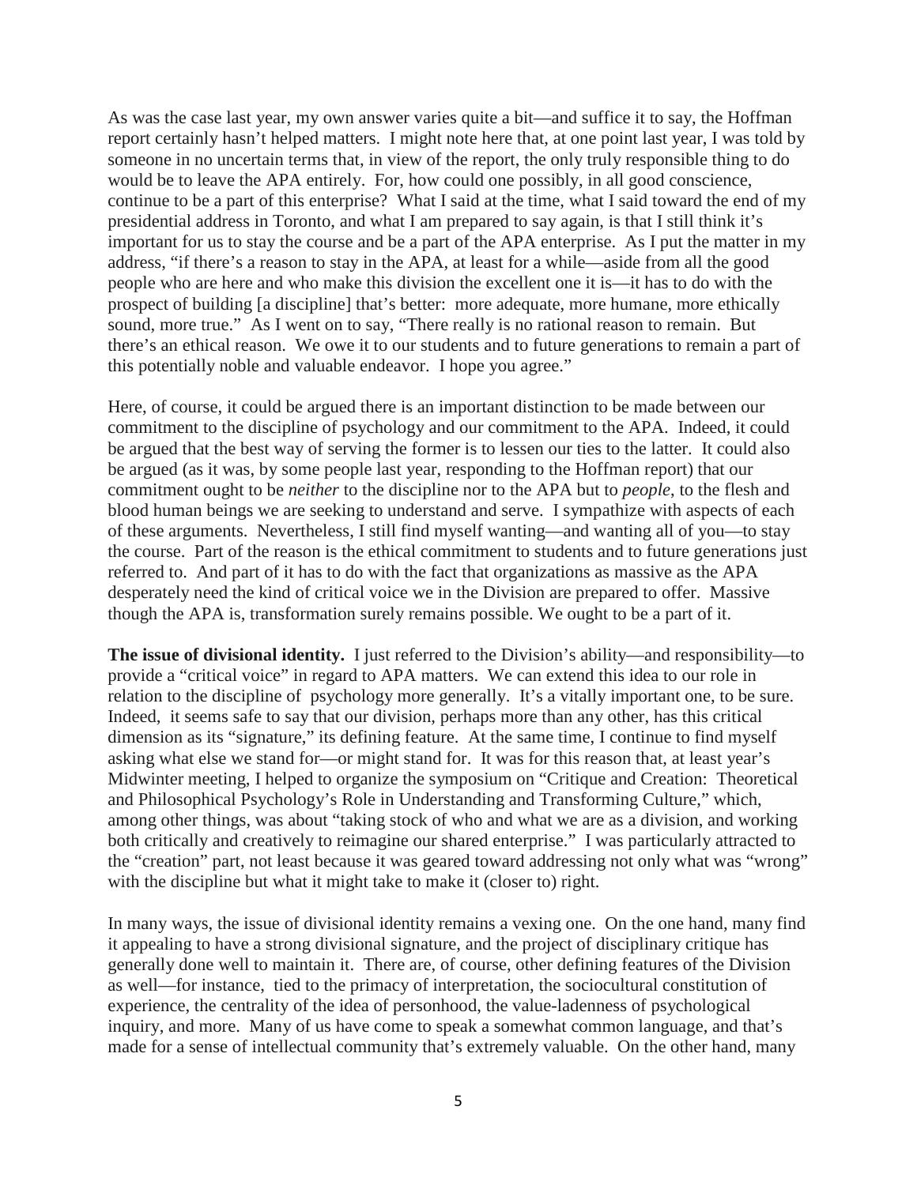As was the case last year, my own answer varies quite a bit—and suffice it to say, the Hoffman report certainly hasn't helped matters. I might note here that, at one point last year, I was told by someone in no uncertain terms that, in view of the report, the only truly responsible thing to do would be to leave the APA entirely. For, how could one possibly, in all good conscience, continue to be a part of this enterprise? What I said at the time, what I said toward the end of my presidential address in Toronto, and what I am prepared to say again, is that I still think it's important for us to stay the course and be a part of the APA enterprise. As I put the matter in my address, "if there's a reason to stay in the APA, at least for a while—aside from all the good people who are here and who make this division the excellent one it is—it has to do with the prospect of building [a discipline] that's better: more adequate, more humane, more ethically sound, more true." As I went on to say, "There really is no rational reason to remain. But there's an ethical reason. We owe it to our students and to future generations to remain a part of this potentially noble and valuable endeavor. I hope you agree."

Here, of course, it could be argued there is an important distinction to be made between our commitment to the discipline of psychology and our commitment to the APA. Indeed, it could be argued that the best way of serving the former is to lessen our ties to the latter. It could also be argued (as it was, by some people last year, responding to the Hoffman report) that our commitment ought to be *neither* to the discipline nor to the APA but to *people*, to the flesh and blood human beings we are seeking to understand and serve. I sympathize with aspects of each of these arguments. Nevertheless, I still find myself wanting—and wanting all of you—to stay the course. Part of the reason is the ethical commitment to students and to future generations just referred to. And part of it has to do with the fact that organizations as massive as the APA desperately need the kind of critical voice we in the Division are prepared to offer. Massive though the APA is, transformation surely remains possible. We ought to be a part of it.

**The issue of divisional identity.** I just referred to the Division's ability—and responsibility—to provide a "critical voice" in regard to APA matters. We can extend this idea to our role in relation to the discipline of psychology more generally. It's a vitally important one, to be sure. Indeed, it seems safe to say that our division, perhaps more than any other, has this critical dimension as its "signature," its defining feature. At the same time, I continue to find myself asking what else we stand for—or might stand for. It was for this reason that, at least year's Midwinter meeting, I helped to organize the symposium on "Critique and Creation: Theoretical and Philosophical Psychology's Role in Understanding and Transforming Culture," which, among other things, was about "taking stock of who and what we are as a division, and working both critically and creatively to reimagine our shared enterprise." I was particularly attracted to the "creation" part, not least because it was geared toward addressing not only what was "wrong" with the discipline but what it might take to make it (closer to) right.

In many ways, the issue of divisional identity remains a vexing one. On the one hand, many find it appealing to have a strong divisional signature, and the project of disciplinary critique has generally done well to maintain it. There are, of course, other defining features of the Division as well—for instance, tied to the primacy of interpretation, the sociocultural constitution of experience, the centrality of the idea of personhood, the value-ladenness of psychological inquiry, and more. Many of us have come to speak a somewhat common language, and that's made for a sense of intellectual community that's extremely valuable. On the other hand, many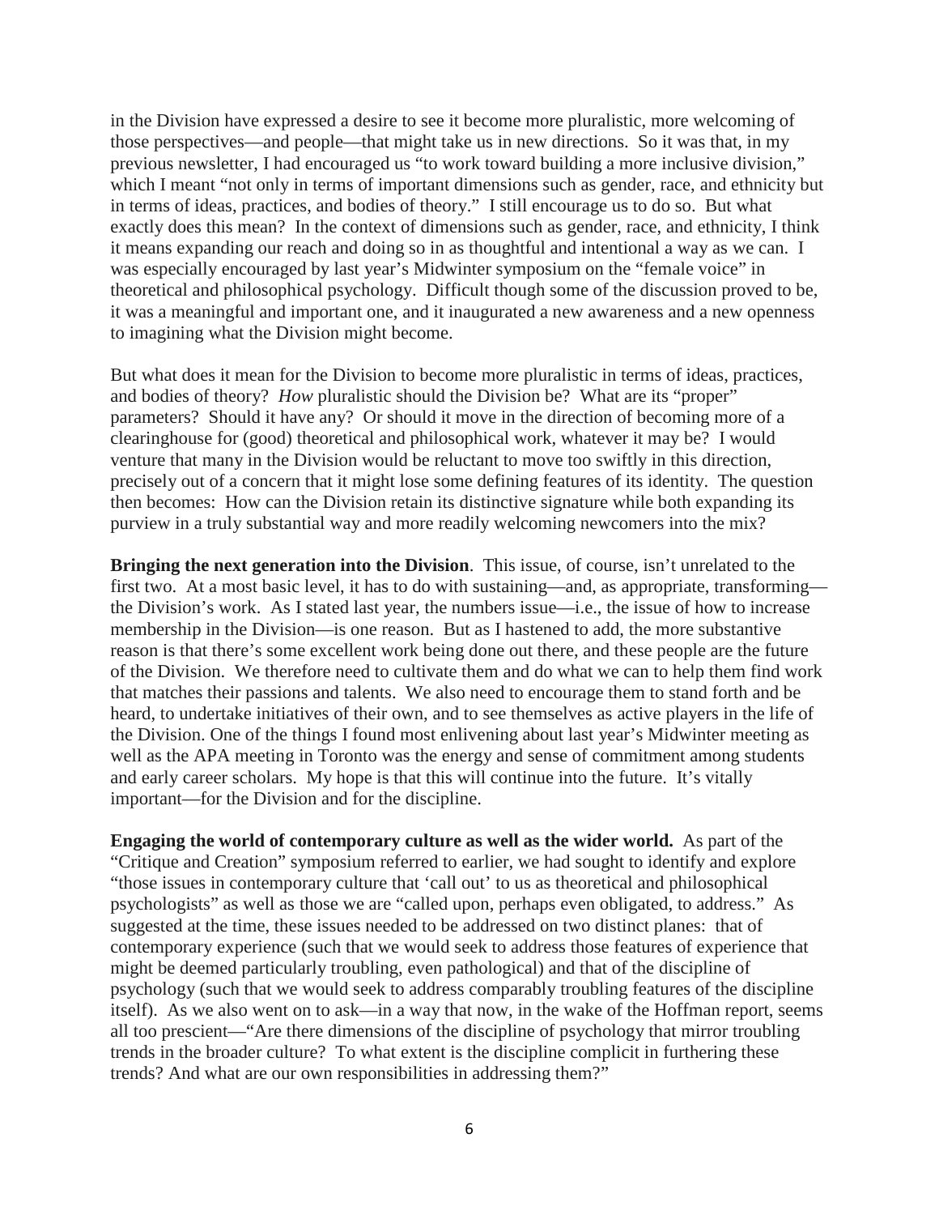in the Division have expressed a desire to see it become more pluralistic, more welcoming of those perspectives—and people—that might take us in new directions. So it was that, in my previous newsletter, I had encouraged us "to work toward building a more inclusive division," which I meant "not only in terms of important dimensions such as gender, race, and ethnicity but in terms of ideas, practices, and bodies of theory." I still encourage us to do so. But what exactly does this mean? In the context of dimensions such as gender, race, and ethnicity, I think it means expanding our reach and doing so in as thoughtful and intentional a way as we can. I was especially encouraged by last year's Midwinter symposium on the "female voice" in theoretical and philosophical psychology. Difficult though some of the discussion proved to be, it was a meaningful and important one, and it inaugurated a new awareness and a new openness to imagining what the Division might become.

But what does it mean for the Division to become more pluralistic in terms of ideas, practices, and bodies of theory? *How* pluralistic should the Division be? What are its "proper" parameters? Should it have any? Or should it move in the direction of becoming more of a clearinghouse for (good) theoretical and philosophical work, whatever it may be? I would venture that many in the Division would be reluctant to move too swiftly in this direction, precisely out of a concern that it might lose some defining features of its identity. The question then becomes: How can the Division retain its distinctive signature while both expanding its purview in a truly substantial way and more readily welcoming newcomers into the mix?

**Bringing the next generation into the Division**. This issue, of course, isn't unrelated to the first two. At a most basic level, it has to do with sustaining—and, as appropriate, transforming—the Division's work. As I stated last year, the numbers issue—i.e., the issue of how to increase membership in the Division—is one reason. But as I hastened to add, the more substantive reason is that there's some excellent work being done out there, and these people are the future of the Division. We therefore need to cultivate them and do what we can to help them find work that matches their passions and talents. We also need to encourage them to stand forth and be heard, to undertake initiatives of their own, and to see themselves as active players in the life of the Division. One of the things I found most enlivening about last year's Midwinter meeting as well as the APA meeting in Toronto was the energy and sense of commitment among students and early career scholars. My hope is that this will continue into the future. It's vitally important—for the Division and for the discipline.

**Engaging the world of contemporary culture as well as the wider world.** As part of the "Critique and Creation" symposium referred to earlier, we had sought to identify and explore "those issues in contemporary culture that 'call out' to us as theoretical and philosophical psychologists" as well as those we are "called upon, perhaps even obligated, to address." As suggested at the time, these issues needed to be addressed on two distinct planes: that of contemporary experience (such that we would seek to address those features of experience that might be deemed particularly troubling, even pathological) and that of the discipline of psychology (such that we would seek to address comparably troubling features of the discipline itself). As we also went on to ask—in a way that now, in the wake of the Hoffman report, seems all too prescient—"Are there dimensions of the discipline of psychology that mirror troubling trends in the broader culture? To what extent is the discipline complicit in furthering these trends? And what are our own responsibilities in addressing them?"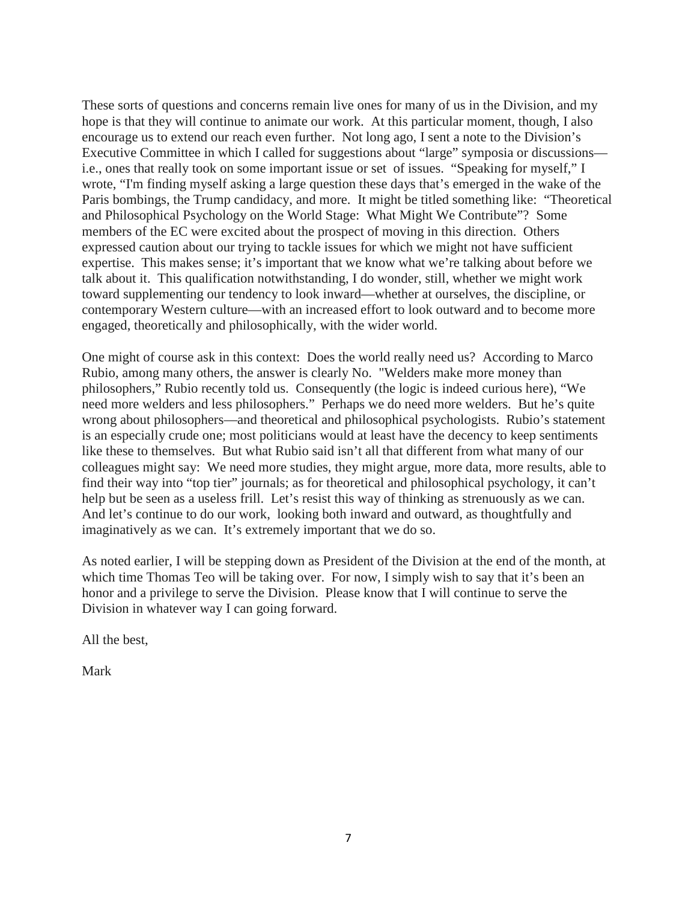These sorts of questions and concerns remain live ones for many of us in the Division, and my hope is that they will continue to animate our work. At this particular moment, though, I also encourage us to extend our reach even further. Not long ago, I sent a note to the Division's Executive Committee in which I called for suggestions about "large" symposia or discussions—i.e., ones that really took on some important issue or set of issues. "Speaking for myself," I wrote, "I'm finding myself asking a large question these days that's emerged in the wake of the Paris bombings, the Trump candidacy, and more. It might be titled something like: "Theoretical and Philosophical Psychology on the World Stage: What Might We Contribute"? Some members of the EC were excited about the prospect of moving in this direction. Others expressed caution about our trying to tackle issues for which we might not have sufficient expertise. This makes sense; it's important that we know what we're talking about before we talk about it. This qualification notwithstanding, I do wonder, still, whether we might work toward supplementing our tendency to look inward—whether at ourselves, the discipline, or contemporary Western culture—with an increased effort to look outward and to become more engaged, theoretically and philosophically, with the wider world.

One might of course ask in this context: Does the world really need us? According to Marco Rubio, among many others, the answer is clearly No. "Welders make more money than philosophers," Rubio recently told us. Consequently (the logic is indeed curious here), "We need more welders and less philosophers." Perhaps we do need more welders. But he's quite wrong about philosophers—and theoretical and philosophical psychologists. Rubio's statement is an especially crude one; most politicians would at least have the decency to keep sentiments like these to themselves. But what Rubio said isn't all that different from what many of our colleagues might say: We need more studies, they might argue, more data, more results, able to find their way into "top tier" journals; as for theoretical and philosophical psychology, it can't help but be seen as a useless frill. Let's resist this way of thinking as strenuously as we can. And let's continue to do our work, looking both inward and outward, as thoughtfully and imaginatively as we can. It's extremely important that we do so.

As noted earlier, I will be stepping down as President of the Division at the end of the month, at which time Thomas Teo will be taking over. For now, I simply wish to say that it's been an honor and a privilege to serve the Division. Please know that I will continue to serve the Division in whatever way I can going forward.

All the best,

Mark